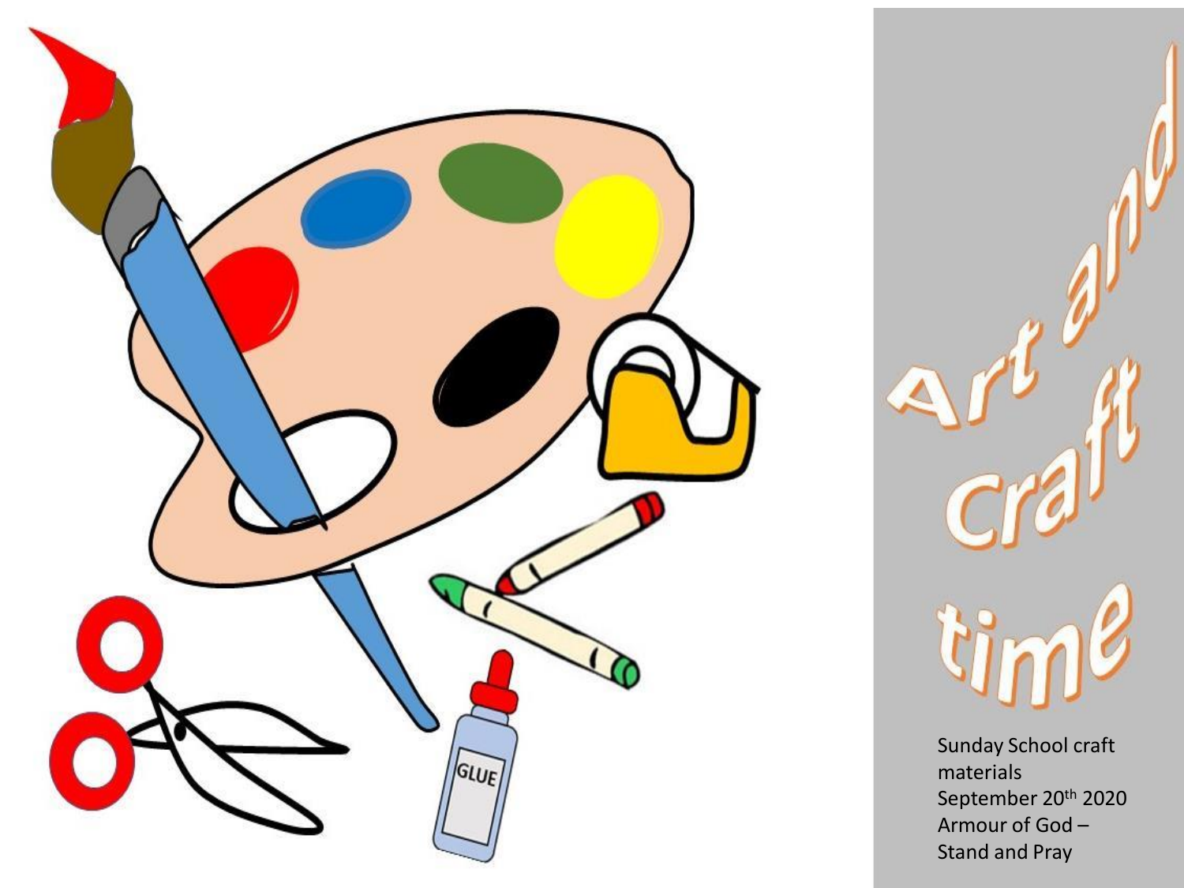# Art and Craft time

Sunday School craft materials
September 20th 2020
Armour of God – Stand and Pray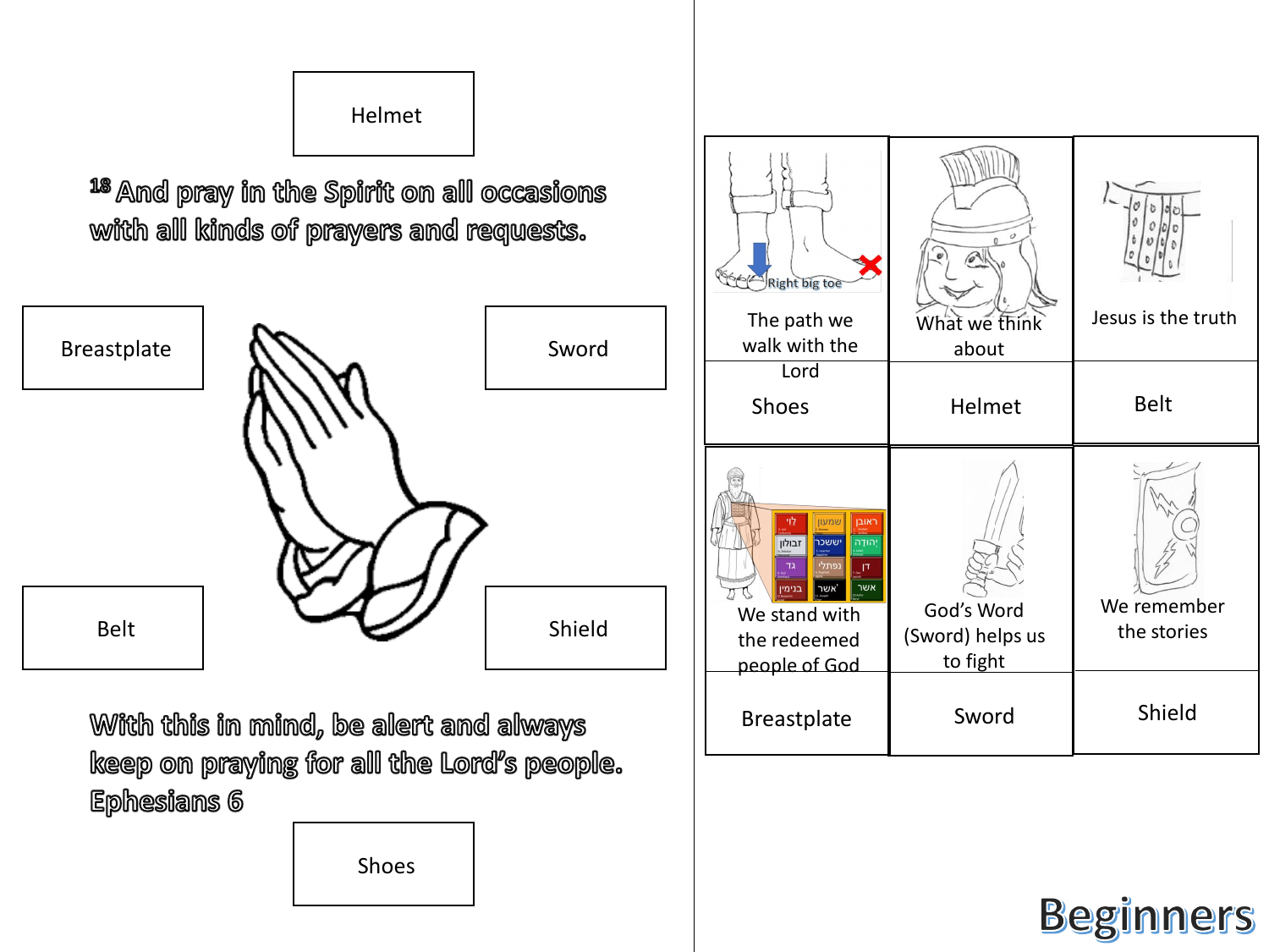Helmet

[18] And pray in the Spirit on all occasions with all kinds of prayers and requests.

Breastplate

Sword

Belt

Shield

With this in mind, be alert and always keep on praying for all the Lord's people. Ephesians 6

Shoes

| The path we walk with the Lord | What we think about | Jesus is the truth |
|---|---|---|
| Shoes | Helmet | Belt |
| We stand with the redeemed people of God | God's Word (Sword) helps us to fight | We remember the stories |
| Breastplate | Sword | Shield |

Right big toe

Beginners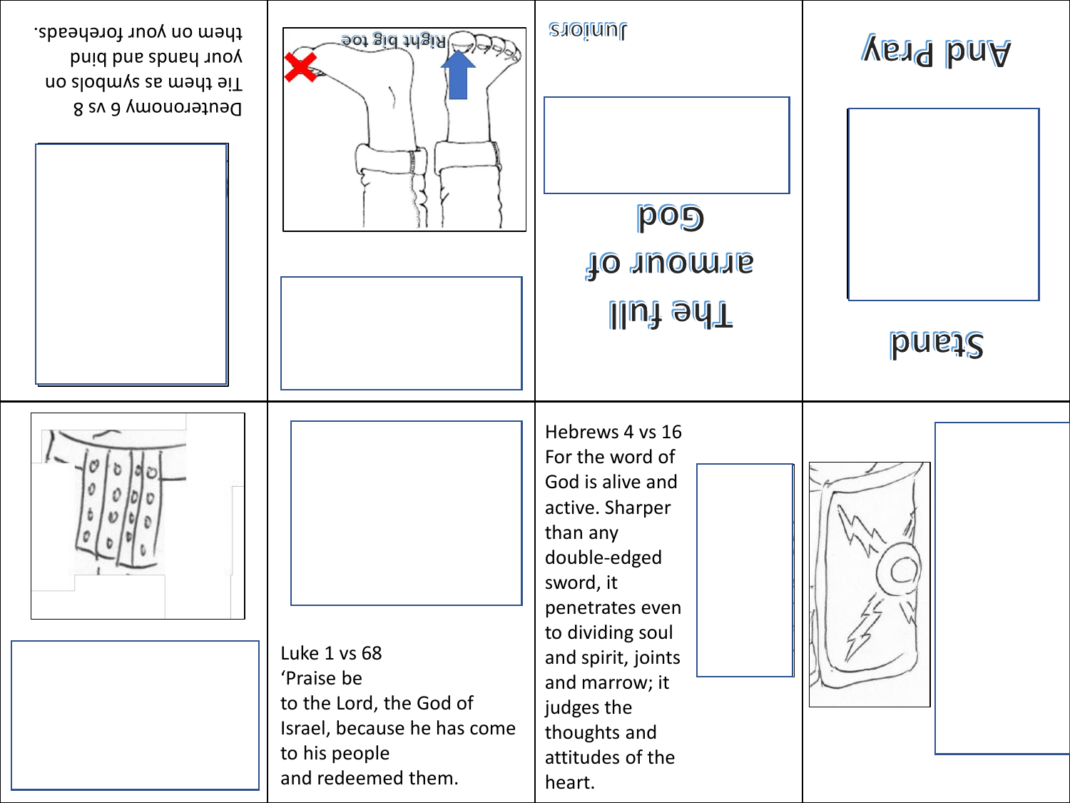Deuteronomy 6 vs 8
Tie them as symbols on
your hands and bind
them on your foreheads.

Right big toe

Juniors

The full
armour of
God

And Pray

Stand

Luke 1 vs 68
'Praise be
to the Lord, the God of
Israel, because he has come
to his people
and redeemed them.

Hebrews 4 vs 16
For the word of
God is alive and
active. Sharper
than any
double-edged
sword, it
penetrates even
to dividing soul
and spirit, joints
and marrow; it
judges the
thoughts and
attitudes of the
heart.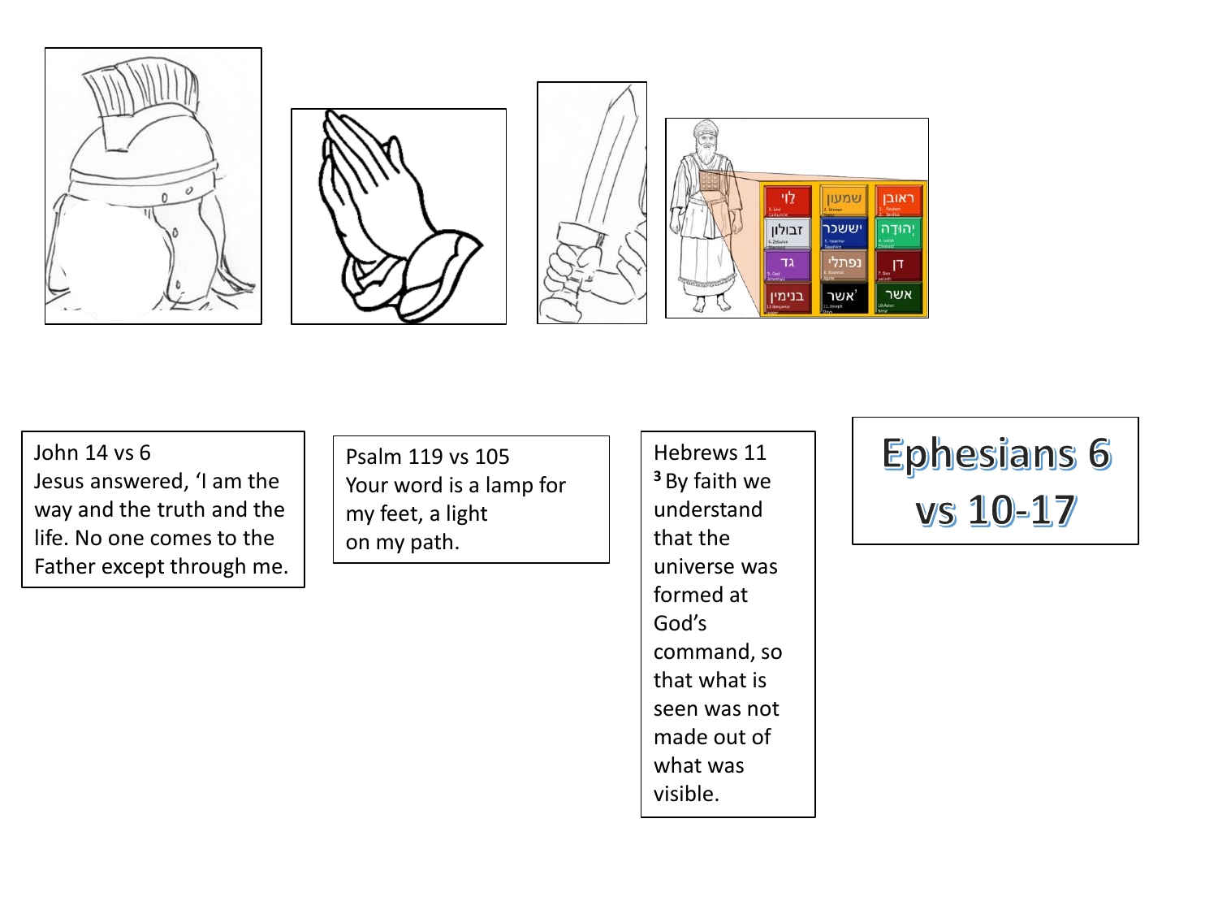John 14 vs 6
Jesus answered, 'I am the way and the truth and the life. No one comes to the Father except through me.

Psalm 119 vs 105
Your word is a lamp for my feet, a light on my path.

Hebrews 11
[3] By faith we understand that the universe was formed at God's command, so that what is seen was not made out of what was visible.

# Ephesians 6 vs 10-17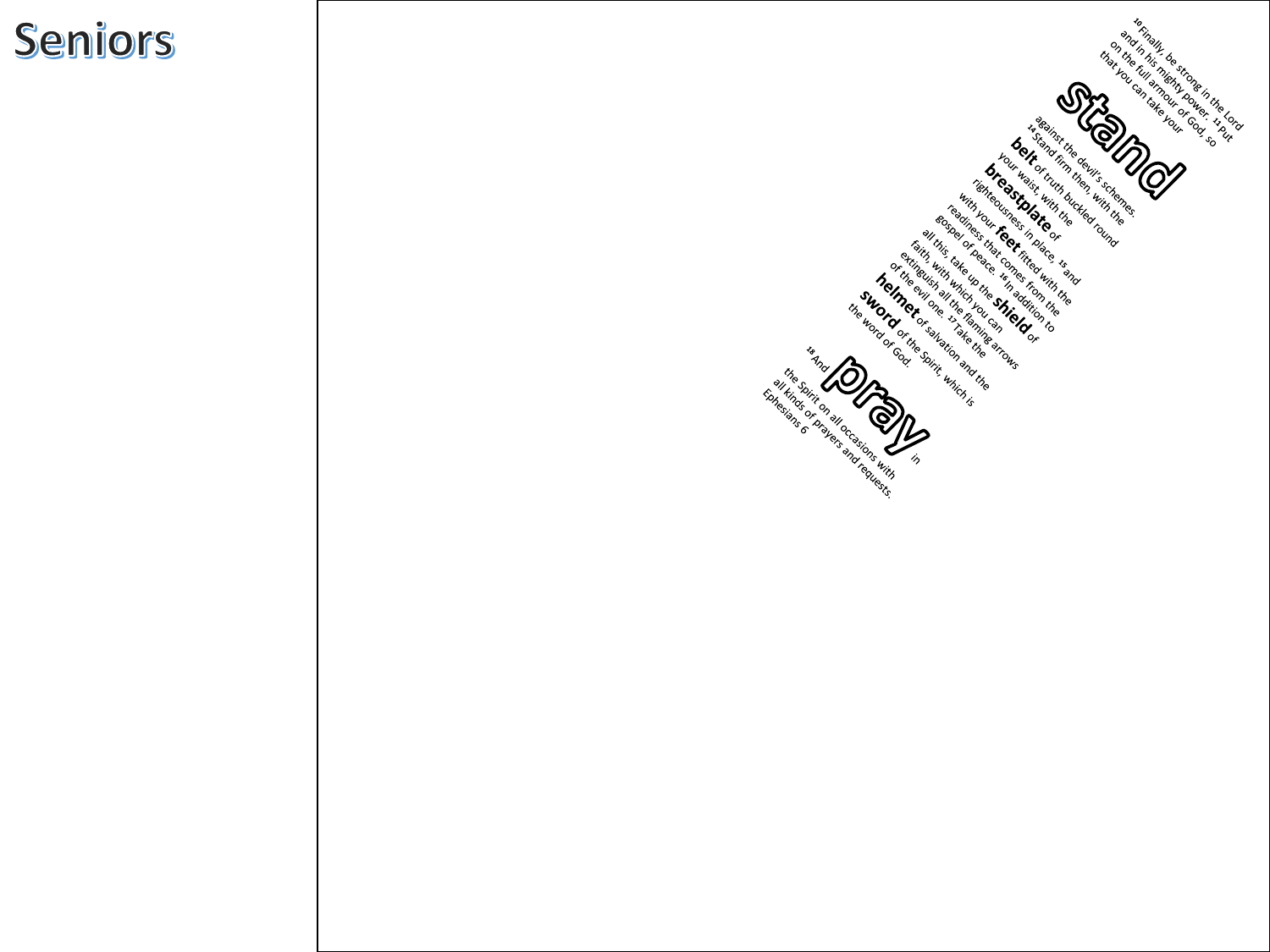# Seniors

[10] Finally, be strong in the Lord and in his mighty power. [11] Put on the full armour of God, so that you can take your

**stand**

against the devil's schemes. [14] Stand firm then, with the **belt** of truth buckled round your waist, with the **breastplate** of righteousness in place, [15] and with your **feet** fitted with the readiness that comes from the gospel of peace. [16] In addition to all this, take up the **shield** of faith, with which you can extinguish all the flaming arrows of the evil one. [17] Take the **helmet** of salvation and the **sword** of the Spirit, which is the word of God.

[18] And **pray** in the Spirit on all occasions with all kinds of prayers and requests.

Ephesians 6